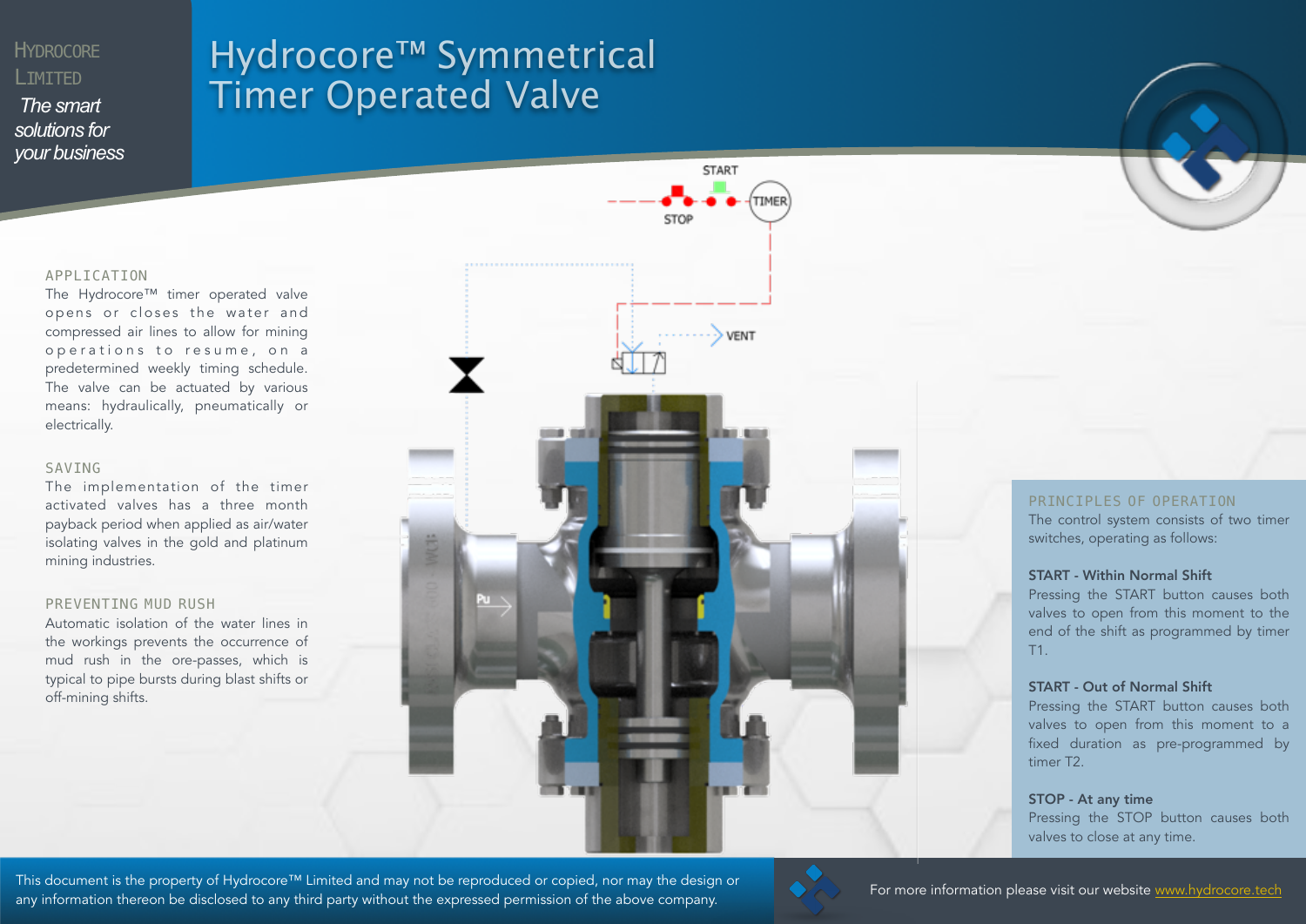HYDROCORE LIMITED

*The smart solutions for your business*

# Hydrocore™ Symmetrical Timer Operated Valve

## APPLICATION

The Hydrocore™ timer operated valve opens or closes the water and compressed air lines to allow for mining operations to resume, on a predetermined weekly timing schedule. The valve can be actuated by various means: hydraulically, pneumatically or electrically.

## SAVING

The implementation of the timer activated valves has a three month payback period when applied as air/water isolating valves in the gold and platinum mining industries.

## PREVENTING MUD RUSH

Automatic isolation of the water lines in the workings prevents the occurrence of mud rush in the ore-passes, which is typical to pipe bursts during blast shifts or off-mining shifts.

## PRINCIPLES OF OPERATION

The control system consists of two timer switches, operating as follows:

**START - Within Normal Shift**

Pressing the START button causes both valves to open from this moment to the end of the shift as programmed by timer T1.

**START - Out of Normal Shift**

Pressing the START button causes both valves to open from this moment to a fixed duration as pre-programmed by timer T2.

**STOP - At any time**

Pressing the STOP button causes both valves to close at any time.

This document is the property of Hydrocore™ Limited and may not be reproduced or copied, nor may the design or any information thereon be disclosed to any third party without the expressed permission of the above company.

For more information please visit our website [www.hydrocore.tech](http://www.hydrocore.tech)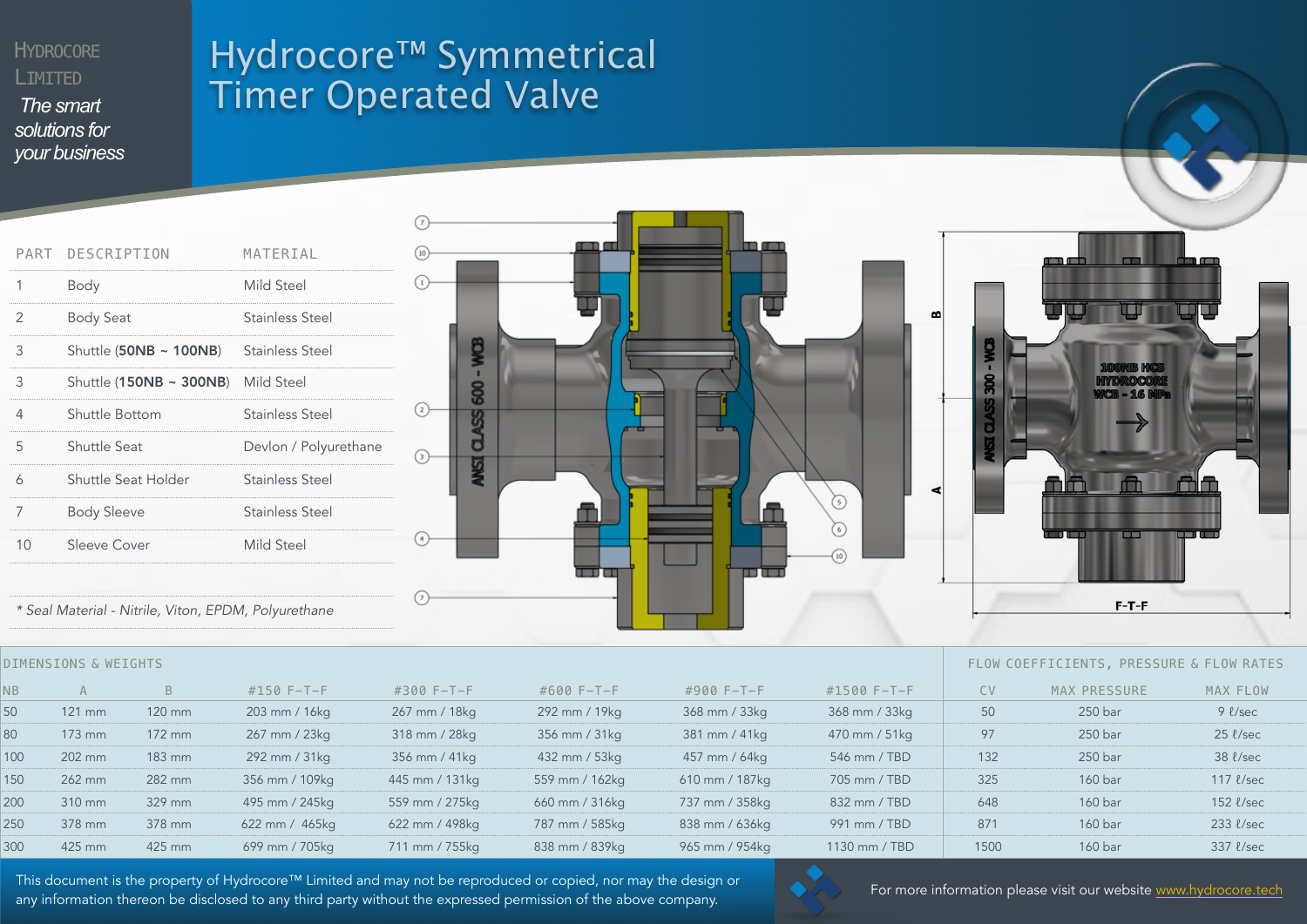HYDROCORE LIMITED

*The smart solutions for your business*

# Hydrocore™ Symmetrical Timer Operated Valve

| PART | DESCRIPTION | MATERIAL |
|---|---|---|
| 1 | Body | Mild Steel |
| 2 | Body Seat | Stainless Steel |
| 3 | Shuttle (**50NB ~ 100NB**) | Stainless Steel |
| 3 | Shuttle (**150NB ~ 300NB**) | Mild Steel |
| 4 | Shuttle Bottom | Stainless Steel |
| 5 | Shuttle Seat | Devlon / Polyurethane |
| 6 | Shuttle Seat Holder | Stainless Steel |
| 7 | Body Sleeve | Stainless Steel |
| 10 | Sleeve Cover | Mild Steel |

*\* Seal Material - Nitrile, Viton, EPDM, Polyurethane*

ANSI CLASS 600 - WCB

ANSI CLASS 300 - WCB

100NB HCS HYDROCORE WCB - 16 MPa

B

A

F-T-F

| DIMENSIONS & WEIGHTS | | | | | | | | FLOW COEFFICIENTS, PRESSURE & FLOW RATES | | |
|---|---|---|---|---|---|---|---|---|---|---|
| NB | A | B | #150 F-T-F | #300 F-T-F | #600 F-T-F | #900 F-T-F | #1500 F-T-F | CV | MAX PRESSURE | MAX FLOW |
| 50 | 121 mm | 120 mm | 203 mm / 16kg | 267 mm / 18kg | 292 mm / 19kg | 368 mm / 33kg | 368 mm / 33kg | 50 | 250 bar | 9 ℓ/sec |
| 80 | 173 mm | 172 mm | 267 mm / 23kg | 318 mm / 28kg | 356 mm / 31kg | 381 mm / 41kg | 470 mm / 51kg | 97 | 250 bar | 25 ℓ/sec |
| 100 | 202 mm | 183 mm | 292 mm / 31kg | 356 mm / 41kg | 432 mm / 53kg | 457 mm / 64kg | 546 mm / TBD | 132 | 250 bar | 38 ℓ/sec |
| 150 | 262 mm | 282 mm | 356 mm / 109kg | 445 mm / 131kg | 559 mm / 162kg | 610 mm / 187kg | 705 mm / TBD | 325 | 160 bar | 117 ℓ/sec |
| 200 | 310 mm | 329 mm | 495 mm / 245kg | 559 mm / 275kg | 660 mm / 316kg | 737 mm / 358kg | 832 mm / TBD | 648 | 160 bar | 152 ℓ/sec |
| 250 | 378 mm | 378 mm | 622 mm / 465kg | 622 mm / 498kg | 787 mm / 585kg | 838 mm / 636kg | 991 mm / TBD | 871 | 160 bar | 233 ℓ/sec |
| 300 | 425 mm | 425 mm | 699 mm / 705kg | 711 mm / 755kg | 838 mm / 839kg | 965 mm / 954kg | 1130 mm / TBD | 1500 | 160 bar | 337 ℓ/sec |

This document is the property of Hydrocore™ Limited and may not be reproduced or copied, nor may the design or any information thereon be disclosed to any third party without the expressed permission of the above company.

For more information please visit our website [www.hydrocore.tech](http://www.hydrocore.tech)